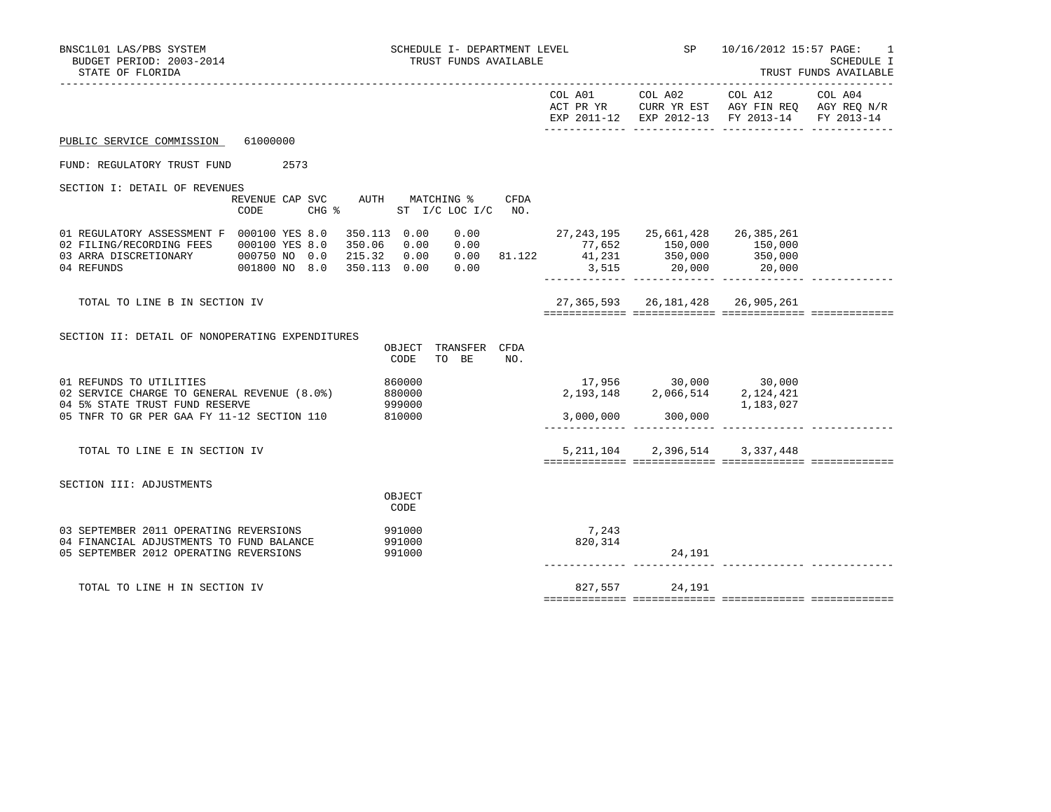BNSC1L01 LAS/PBS SYSTEM
BUDGET PERIOD: 2003-2014
STATE OF FLORIDA

SCHEDULE I- DEPARTMENT LEVEL
TRUST FUNDS AVAILABLE

SP 10/16/2012 15:57

SCHEDULE I
TRUST FUNDS AVAILABLE

| | COL A01 ACT PR YR EXP 2011-12 | COL A02 CURR YR EST EXP 2012-13 | COL A12 AGY FIN REQ FY 2013-14 | COL A04 AGY REQ N/R FY 2013-14 |
|---|---|---|---|---|

PUBLIC SERVICE COMMISSION 61000000

FUND: REGULATORY TRUST FUND 2573

SECTION I: DETAIL OF REVENUES

| | REVENUE CODE | CAP | SVC CHG % | AUTH | MATCHING % ST I/C | MATCHING % LOC I/C | CFDA NO. | COL A01 | COL A02 | COL A12 | COL A04 |
|---|---|---|---|---|---|---|---|---|---|---|---|
| 01 REGULATORY ASSESSMENT F | 000100 | YES | 8.0 | 350.113 | 0.00 | 0.00 | | 27,243,195 | 25,661,428 | 26,385,261 | |
| 02 FILING/RECORDING FEES | 000100 | YES | 8.0 | 350.06 | 0.00 | 0.00 | | 77,652 | 150,000 | 150,000 | |
| 03 ARRA DISCRETIONARY | 000750 | NO | 0.0 | 215.32 | 0.00 | 0.00 | 81.122 | 41,231 | 350,000 | 350,000 | |
| 04 REFUNDS | 001800 | NO | 8.0 | 350.113 | 0.00 | 0.00 | | 3,515 | 20,000 | 20,000 | |
| TOTAL TO LINE B IN SECTION IV | | | | | | | | 27,365,593 | 26,181,428 | 26,905,261 | |

SECTION II: DETAIL OF NONOPERATING EXPENDITURES

| | OBJECT CODE | TRANSFER TO BE | CFDA NO. | COL A01 | COL A02 | COL A12 | COL A04 |
|---|---|---|---|---|---|---|---|
| 01 REFUNDS TO UTILITIES | 860000 | | | 17,956 | 30,000 | 30,000 | |
| 02 SERVICE CHARGE TO GENERAL REVENUE (8.0%) | 880000 | | | 2,193,148 | 2,066,514 | 2,124,421 | |
| 04 5% STATE TRUST FUND RESERVE | 999000 | | | | | 1,183,027 | |
| 05 TNFR TO GR PER GAA FY 11-12 SECTION 110 | 810000 | | | 3,000,000 | 300,000 | | |
| TOTAL TO LINE E IN SECTION IV | | | | 5,211,104 | 2,396,514 | 3,337,448 | |

SECTION III: ADJUSTMENTS

| | OBJECT CODE | COL A01 | COL A02 | COL A12 | COL A04 |
|---|---|---|---|---|---|
| 03 SEPTEMBER 2011 OPERATING REVERSIONS | 991000 | 7,243 | | | |
| 04 FINANCIAL ADJUSTMENTS TO FUND BALANCE | 991000 | 820,314 | | | |
| 05 SEPTEMBER 2012 OPERATING REVERSIONS | 991000 | | 24,191 | | |
| TOTAL TO LINE H IN SECTION IV | | 827,557 | 24,191 | | |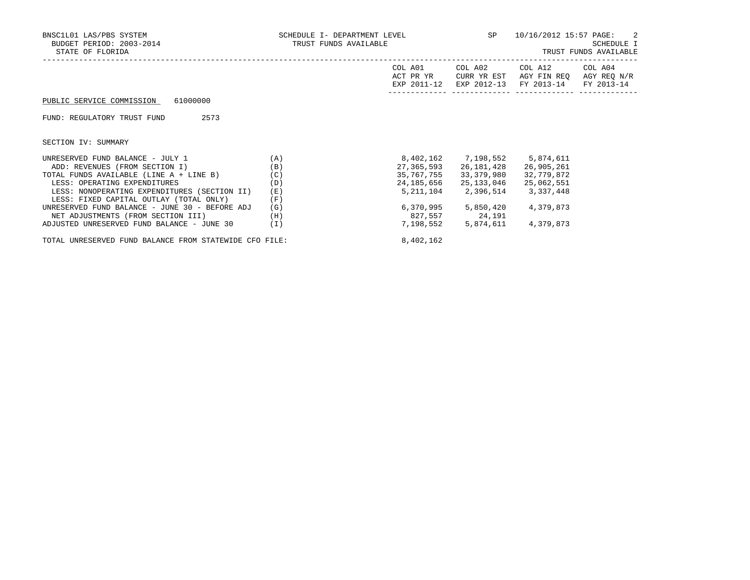BNSC1L01 LAS/PBS SYSTEM
BUDGET PERIOD: 2003-2014
STATE OF FLORIDA

SCHEDULE I- DEPARTMENT LEVEL
TRUST FUNDS AVAILABLE

SP 10/16/2012 15:57

SCHEDULE I
TRUST FUNDS AVAILABLE

PUBLIC SERVICE COMMISSION 61000000

FUND: REGULATORY TRUST FUND 2573

SECTION IV: SUMMARY

| | | COL A01 ACT PR YR EXP 2011-12 | COL A02 CURR YR EST EXP 2012-13 | COL A12 AGY FIN REQ FY 2013-14 | COL A04 AGY REQ N/R FY 2013-14 |
|---|---|---|---|---|---|
| UNRESERVED FUND BALANCE - JULY 1 | (A) | 8,402,162 | 7,198,552 | 5,874,611 | |
| ADD: REVENUES (FROM SECTION I) | (B) | 27,365,593 | 26,181,428 | 26,905,261 | |
| TOTAL FUNDS AVAILABLE (LINE A + LINE B) | (C) | 35,767,755 | 33,379,980 | 32,779,872 | |
| LESS: OPERATING EXPENDITURES | (D) | 24,185,656 | 25,133,046 | 25,062,551 | |
| LESS: NONOPERATING EXPENDITURES (SECTION II) | (E) | 5,211,104 | 2,396,514 | 3,337,448 | |
| LESS: FIXED CAPITAL OUTLAY (TOTAL ONLY) | (F) | | | | |
| UNRESERVED FUND BALANCE - JUNE 30 - BEFORE ADJ | (G) | 6,370,995 | 5,850,420 | 4,379,873 | |
| NET ADJUSTMENTS (FROM SECTION III) | (H) | 827,557 | 24,191 | | |
| ADJUSTED UNRESERVED FUND BALANCE - JUNE 30 | (I) | 7,198,552 | 5,874,611 | 4,379,873 | |
| TOTAL UNRESERVED FUND BALANCE FROM STATEWIDE CFO FILE: | | 8,402,162 | | | |